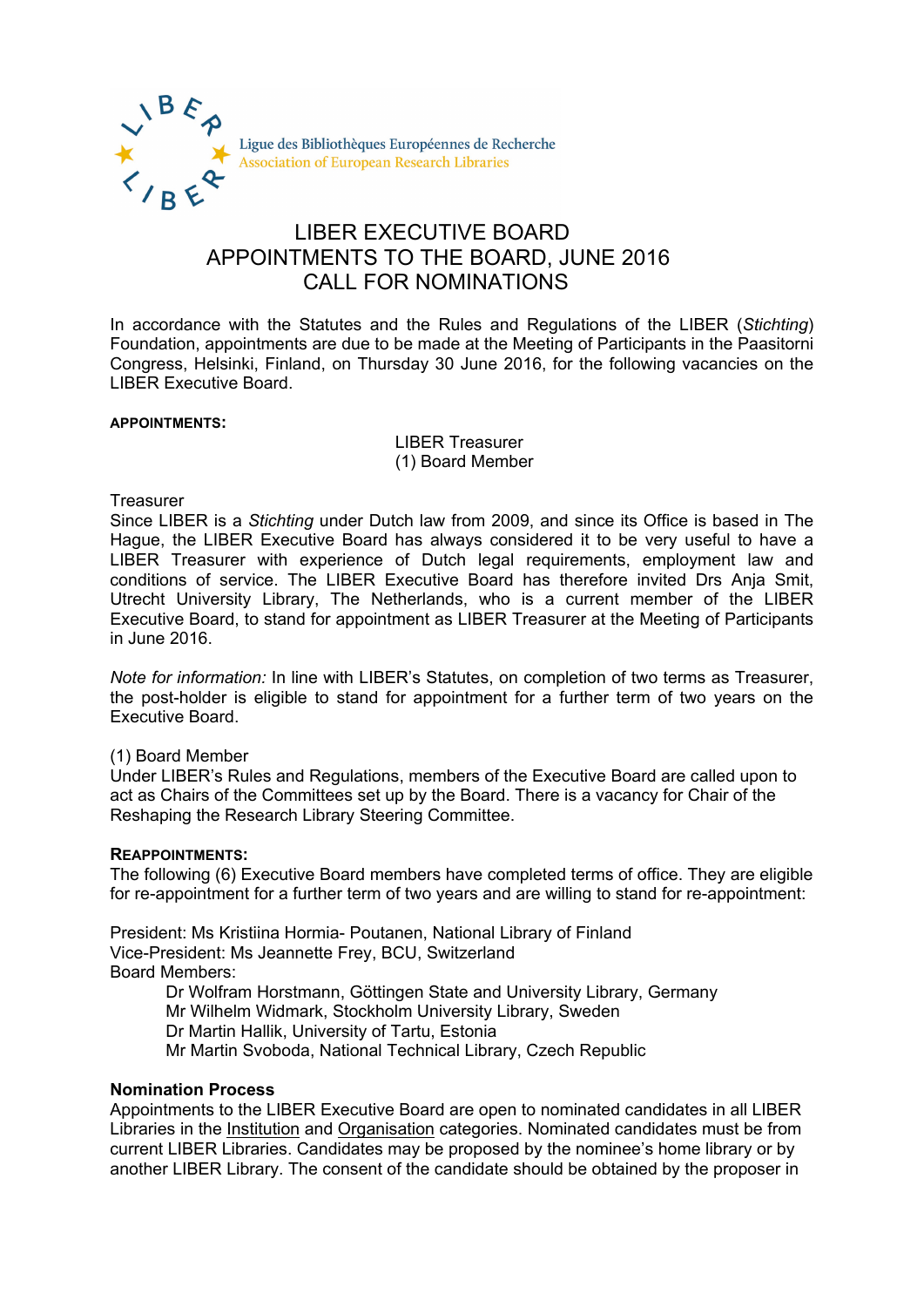Ligue des Bibliothèques Européennes de Recherche
Association of European Research Libraries

# LIBER EXECUTIVE BOARD
# APPOINTMENTS TO THE BOARD, JUNE 2016
# CALL FOR NOMINATIONS

In accordance with the Statutes and the Rules and Regulations of the LIBER (*Stichting*) Foundation, appointments are due to be made at the Meeting of Participants in the Paasitorni Congress, Helsinki, Finland, on Thursday 30 June 2016, for the following vacancies on the LIBER Executive Board.

**APPOINTMENTS:**

LIBER Treasurer
(1) Board Member

Treasurer
Since LIBER is a *Stichting* under Dutch law from 2009, and since its Office is based in The Hague, the LIBER Executive Board has always considered it to be very useful to have a LIBER Treasurer with experience of Dutch legal requirements, employment law and conditions of service. The LIBER Executive Board has therefore invited Drs Anja Smit, Utrecht University Library, The Netherlands, who is a current member of the LIBER Executive Board, to stand for appointment as LIBER Treasurer at the Meeting of Participants in June 2016.

*Note for information:* In line with LIBER's Statutes, on completion of two terms as Treasurer, the post-holder is eligible to stand for appointment for a further term of two years on the Executive Board.

(1) Board Member
Under LIBER's Rules and Regulations, members of the Executive Board are called upon to act as Chairs of the Committees set up by the Board. There is a vacancy for Chair of the Reshaping the Research Library Steering Committee.

**REAPPOINTMENTS:**
The following (6) Executive Board members have completed terms of office. They are eligible for re-appointment for a further term of two years and are willing to stand for re-appointment:

President: Ms Kristiina Hormia- Poutanen, National Library of Finland
Vice-President: Ms Jeannette Frey, BCU, Switzerland
Board Members:

- Dr Wolfram Horstmann, Göttingen State and University Library, Germany
- Mr Wilhelm Widmark, Stockholm University Library, Sweden
- Dr Martin Hallik, University of Tartu, Estonia
- Mr Martin Svoboda, National Technical Library, Czech Republic

**Nomination Process**
Appointments to the LIBER Executive Board are open to nominated candidates in all LIBER Libraries in the Institution and Organisation categories. Nominated candidates must be from current LIBER Libraries. Candidates may be proposed by the nominee's home library or by another LIBER Library. The consent of the candidate should be obtained by the proposer in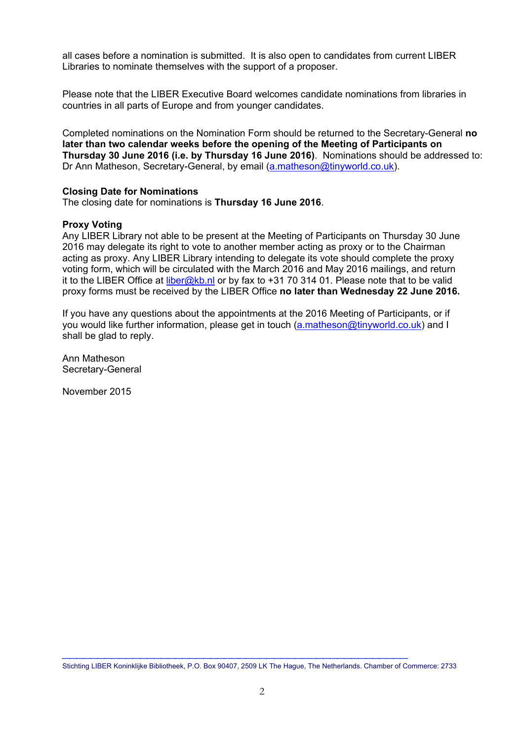all cases before a nomination is submitted. It is also open to candidates from current LIBER Libraries to nominate themselves with the support of a proposer.

Please note that the LIBER Executive Board welcomes candidate nominations from libraries in countries in all parts of Europe and from younger candidates.

Completed nominations on the Nomination Form should be returned to the Secretary-General **no later than two calendar weeks before the opening of the Meeting of Participants on Thursday 30 June 2016 (i.e. by Thursday 16 June 2016)**. Nominations should be addressed to: Dr Ann Matheson, Secretary-General, by email (a.matheson@tinyworld.co.uk).

**Closing Date for Nominations**
The closing date for nominations is **Thursday 16 June 2016**.

**Proxy Voting**
Any LIBER Library not able to be present at the Meeting of Participants on Thursday 30 June 2016 may delegate its right to vote to another member acting as proxy or to the Chairman acting as proxy. Any LIBER Library intending to delegate its vote should complete the proxy voting form, which will be circulated with the March 2016 and May 2016 mailings, and return it to the LIBER Office at liber@kb.nl or by fax to +31 70 314 01. Please note that to be valid proxy forms must be received by the LIBER Office **no later than Wednesday 22 June 2016.**

If you have any questions about the appointments at the 2016 Meeting of Participants, or if you would like further information, please get in touch (a.matheson@tinyworld.co.uk) and I shall be glad to reply.

Ann Matheson
Secretary-General

November 2015

Stichting LIBER Koninklijke Bibliotheek, P.O. Box 90407, 2509 LK The Hague, The Netherlands. Chamber of Commerce: 2733